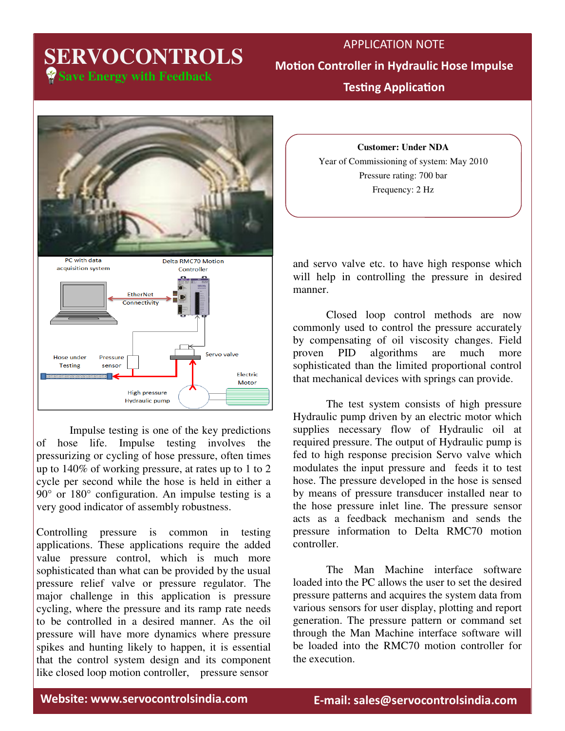# SERVOCONTROLS

Save Energy with Feedback

## APPLICATION NOTE

## Motion Controller in Hydraulic Hose Impulse Testing Application

**Customer: Under NDA**

Year of Commissioning of system: May 2010

Pressure rating: 700 bar

Frequency: 2 Hz

PC with data acquisition system

Delta RMC70 Motion Controller

EtherNet Connectivity

Hose under Testing

Pressure sensor

Servo valve

Electric Motor

High pressure Hydraulic pump

Impulse testing is one of the key predictions of hose life. Impulse testing involves the pressurizing or cycling of hose pressure, often times up to 140% of working pressure, at rates up to 1 to 2 cycle per second while the hose is held in either a 90° or 180° configuration. An impulse testing is a very good indicator of assembly robustness.

Controlling pressure is common in testing applications. These applications require the added value pressure control, which is much more sophisticated than what can be provided by the usual pressure relief valve or pressure regulator. The major challenge in this application is pressure cycling, where the pressure and its ramp rate needs to be controlled in a desired manner. As the oil pressure will have more dynamics where pressure spikes and hunting likely to happen, it is essential that the control system design and its component like closed loop motion controller, pressure sensor and servo valve etc. to have high response which will help in controlling the pressure in desired manner.

Closed loop control methods are now commonly used to control the pressure accurately by compensating of oil viscosity changes. Field proven PID algorithms are much more sophisticated than the limited proportional control that mechanical devices with springs can provide.

The test system consists of high pressure Hydraulic pump driven by an electric motor which supplies necessary flow of Hydraulic oil at required pressure. The output of Hydraulic pump is fed to high response precision Servo valve which modulates the input pressure and feeds it to test hose. The pressure developed in the hose is sensed by means of pressure transducer installed near to the hose pressure inlet line. The pressure sensor acts as a feedback mechanism and sends the pressure information to Delta RMC70 motion controller.

The Man Machine interface software loaded into the PC allows the user to set the desired pressure patterns and acquires the system data from various sensors for user display, plotting and report generation. The pressure pattern or command set through the Man Machine interface software will be loaded into the RMC70 motion controller for the execution.

**Website: www.servocontrolsindia.com** **E-mail: sales@servocontrolsindia.com**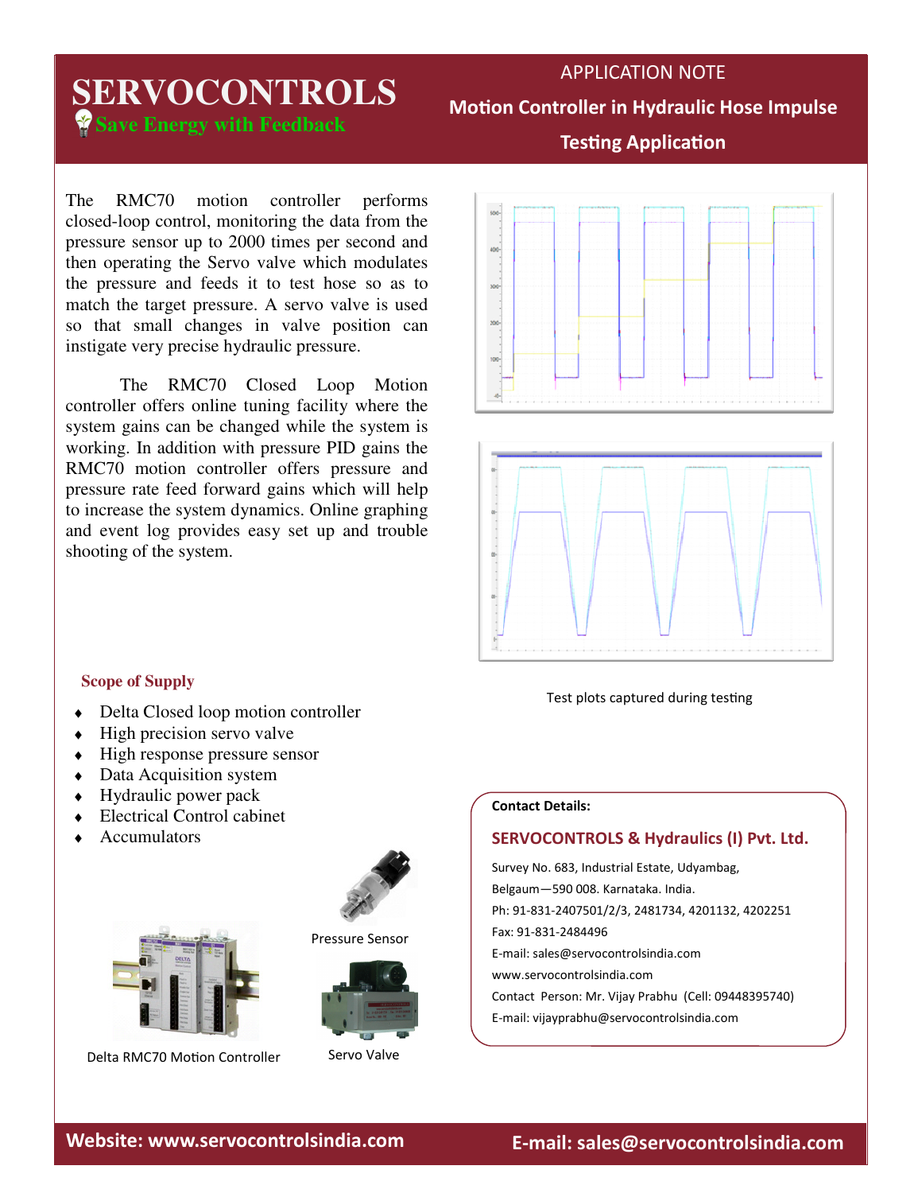# SERVOCONTROLS

Save Energy with Feedback

APPLICATION NOTE

## Motion Controller in Hydraulic Hose Impulse Testing Application

The RMC70 motion controller performs closed-loop control, monitoring the data from the pressure sensor up to 2000 times per second and then operating the Servo valve which modulates the pressure and feeds it to test hose so as to match the target pressure. A servo valve is used so that small changes in valve position can instigate very precise hydraulic pressure.

The RMC70 Closed Loop Motion controller offers online tuning facility where the system gains can be changed while the system is working. In addition with pressure PID gains the RMC70 motion controller offers pressure and pressure rate feed forward gains which will help to increase the system dynamics. Online graphing and event log provides easy set up and trouble shooting of the system.

Test plots captured during testing

### Scope of Supply

- Delta Closed loop motion controller
- High precision servo valve
- High response pressure sensor
- Data Acquisition system
- Hydraulic power pack
- Electrical Control cabinet
- Accumulators

Pressure Sensor

Delta RMC70 Motion Controller

Servo Valve

**Contact Details:**

**SERVOCONTROLS & Hydraulics (I) Pvt. Ltd.**

Survey No. 683, Industrial Estate, Udyambag,
Belgaum—590 008. Karnataka. India.
Ph: 91-831-2407501/2/3, 2481734, 4201132, 4202251
Fax: 91-831-2484496
E-mail: sales@servocontrolsindia.com
www.servocontrolsindia.com
Contact Person: Mr. Vijay Prabhu (Cell: 09448395740)
E-mail: vijayprabhu@servocontrolsindia.com

**Website: www.servocontrolsindia.com** **E-mail: sales@servocontrolsindia.com**